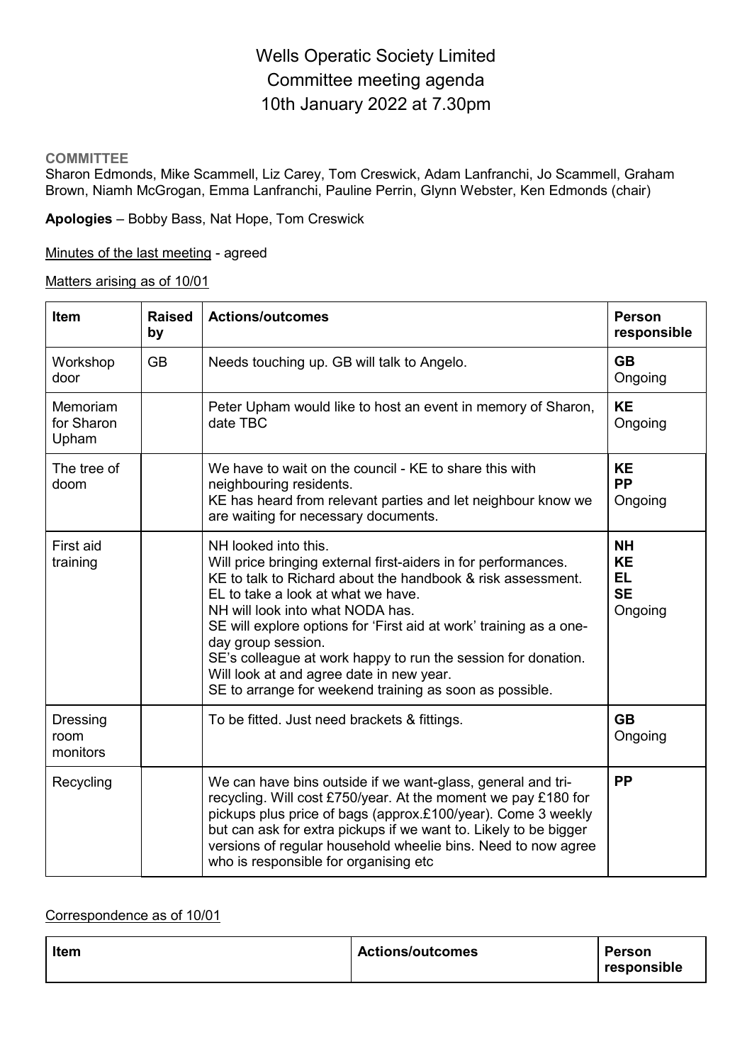# Wells Operatic Society Limited
# Committee meeting agenda
# 10th January 2022 at 7.30pm

**COMMITTEE**

Sharon Edmonds, Mike Scammell, Liz Carey, Tom Creswick, Adam Lanfranchi, Jo Scammell, Graham Brown, Niamh McGrogan, Emma Lanfranchi, Pauline Perrin, Glynn Webster, Ken Edmonds (chair)

**Apologies** – Bobby Bass, Nat Hope, Tom Creswick

Minutes of the last meeting - agreed

Matters arising as of 10/01

| Item | Raised by | Actions/outcomes | Person responsible |
|---|---|---|---|
| Workshop door | GB | Needs touching up. GB will talk to Angelo. | **GB** Ongoing |
| Memoriam for Sharon Upham | | Peter Upham would like to host an event in memory of Sharon, date TBC | **KE** Ongoing |
| The tree of doom | | We have to wait on the council - KE to share this with neighbouring residents. KE has heard from relevant parties and let neighbour know we are waiting for necessary documents. | **KE** **PP** Ongoing |
| First aid training | | NH looked into this. Will price bringing external first-aiders in for performances. KE to talk to Richard about the handbook & risk assessment. EL to take a look at what we have. NH will look into what NODA has. SE will explore options for 'First aid at work' training as a one-day group session. SE's colleague at work happy to run the session for donation. Will look at and agree date in new year. SE to arrange for weekend training as soon as possible. | **NH** **KE** **EL** **SE** Ongoing |
| Dressing room monitors | | To be fitted. Just need brackets & fittings. | **GB** Ongoing |
| Recycling | | We can have bins outside if we want-glass, general and tri-recycling. Will cost £750/year. At the moment we pay £180 for pickups plus price of bags (approx.£100/year). Come 3 weekly but can ask for extra pickups if we want to. Likely to be bigger versions of regular household wheelie bins. Need to now agree who is responsible for organising etc | **PP** |

Correspondence as of 10/01

| Item | Actions/outcomes | Person responsible |
|---|---|---|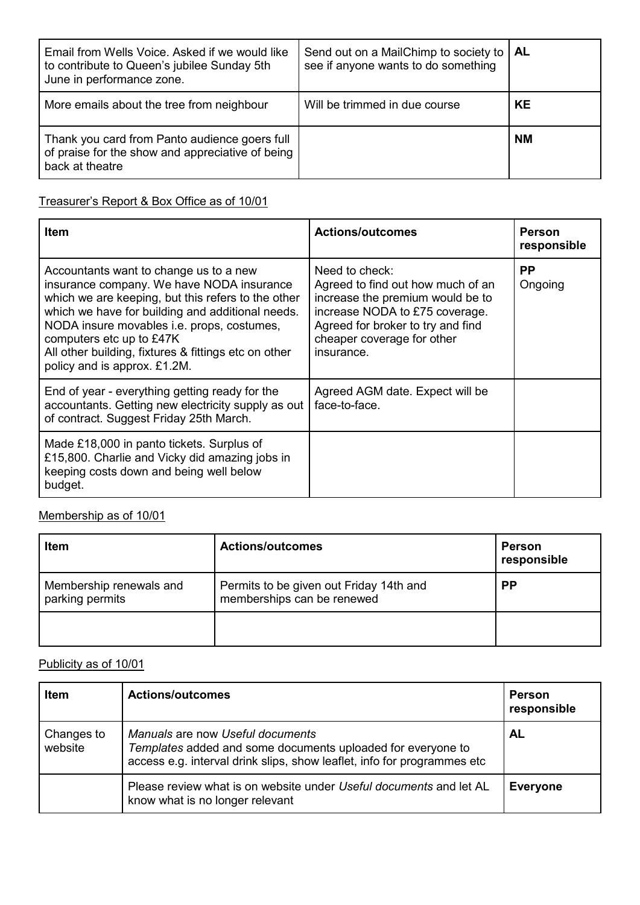| | | |
|---|---|---|
| Email from Wells Voice. Asked if we would like to contribute to Queen's jubilee Sunday 5th June in performance zone. | Send out on a MailChimp to society to see if anyone wants to do something | **AL** |
| More emails about the tree from neighbour | Will be trimmed in due course | **KE** |
| Thank you card from Panto audience goers full of praise for the show and appreciative of being back at theatre | | **NM** |

Treasurer's Report & Box Office as of 10/01

| Item | Actions/outcomes | Person responsible |
|---|---|---|
| Accountants want to change us to a new insurance company. We have NODA insurance which we are keeping, but this refers to the other which we have for building and additional needs. NODA insure movables i.e. props, costumes, computers etc up to £47K<br>All other building, fixtures & fittings etc on other policy and is approx. £1.2M. | Need to check:<br>Agreed to find out how much of an increase the premium would be to increase NODA to £75 coverage. Agreed for broker to try and find cheaper coverage for other insurance. | **PP**<br>Ongoing |
| End of year - everything getting ready for the accountants. Getting new electricity supply as out of contract. Suggest Friday 25th March. | Agreed AGM date. Expect will be face-to-face. | |
| Made £18,000 in panto tickets. Surplus of £15,800. Charlie and Vicky did amazing jobs in keeping costs down and being well below budget. | | |

Membership as of 10/01

| Item | Actions/outcomes | Person responsible |
|---|---|---|
| Membership renewals and parking permits | Permits to be given out Friday 14th and memberships can be renewed | **PP** |
| | | |

Publicity as of 10/01

| Item | Actions/outcomes | Person responsible |
|---|---|---|
| Changes to website | *Manuals* are now *Useful documents*<br>*Templates* added and some documents uploaded for everyone to access e.g. interval drink slips, show leaflet, info for programmes etc | **AL** |
| | Please review what is on website under *Useful documents* and let AL know what is no longer relevant | **Everyone** |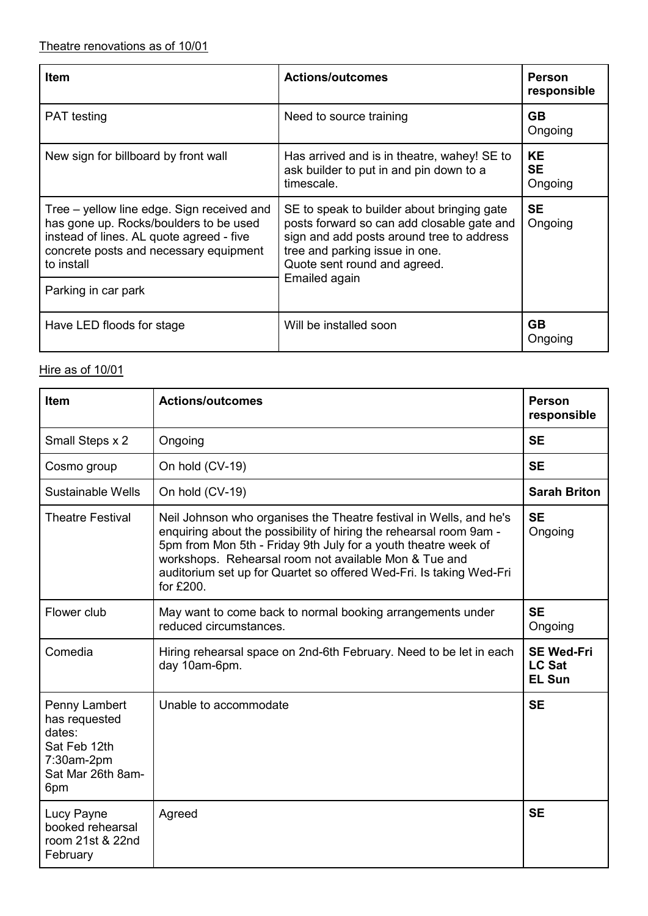Theatre renovations as of 10/01

| Item | Actions/outcomes | Person responsible |
|---|---|---|
| PAT testing | Need to source training | **GB** Ongoing |
| New sign for billboard by front wall | Has arrived and is in theatre, wahey! SE to ask builder to put in and pin down to a timescale. | **KE** **SE** Ongoing |
| Tree – yellow line edge. Sign received and has gone up. Rocks/boulders to be used instead of lines. AL quote agreed - five concrete posts and necessary equipment to install | SE to speak to builder about bringing gate posts forward so can add closable gate and sign and add posts around tree to address tree and parking issue in one. Quote sent round and agreed. Emailed again | **SE** Ongoing |
| Parking in car park | | |
| Have LED floods for stage | Will be installed soon | **GB** Ongoing |

Hire as of 10/01

| Item | Actions/outcomes | Person responsible |
|---|---|---|
| Small Steps x 2 | Ongoing | **SE** |
| Cosmo group | On hold (CV-19) | **SE** |
| Sustainable Wells | On hold (CV-19) | **Sarah Briton** |
| Theatre Festival | Neil Johnson who organises the Theatre festival in Wells, and he's enquiring about the possibility of hiring the rehearsal room 9am - 5pm from Mon 5th - Friday 9th July for a youth theatre week of workshops. Rehearsal room not available Mon & Tue and auditorium set up for Quartet so offered Wed-Fri. Is taking Wed-Fri for £200. | **SE** Ongoing |
| Flower club | May want to come back to normal booking arrangements under reduced circumstances. | **SE** Ongoing |
| Comedia | Hiring rehearsal space on 2nd-6th February. Need to be let in each day 10am-6pm. | **SE Wed-Fri** **LC Sat** **EL Sun** |
| Penny Lambert has requested dates: Sat Feb 12th 7:30am-2pm Sat Mar 26th 8am-6pm | Unable to accommodate | **SE** |
| Lucy Payne booked rehearsal room 21st & 22nd February | Agreed | **SE** |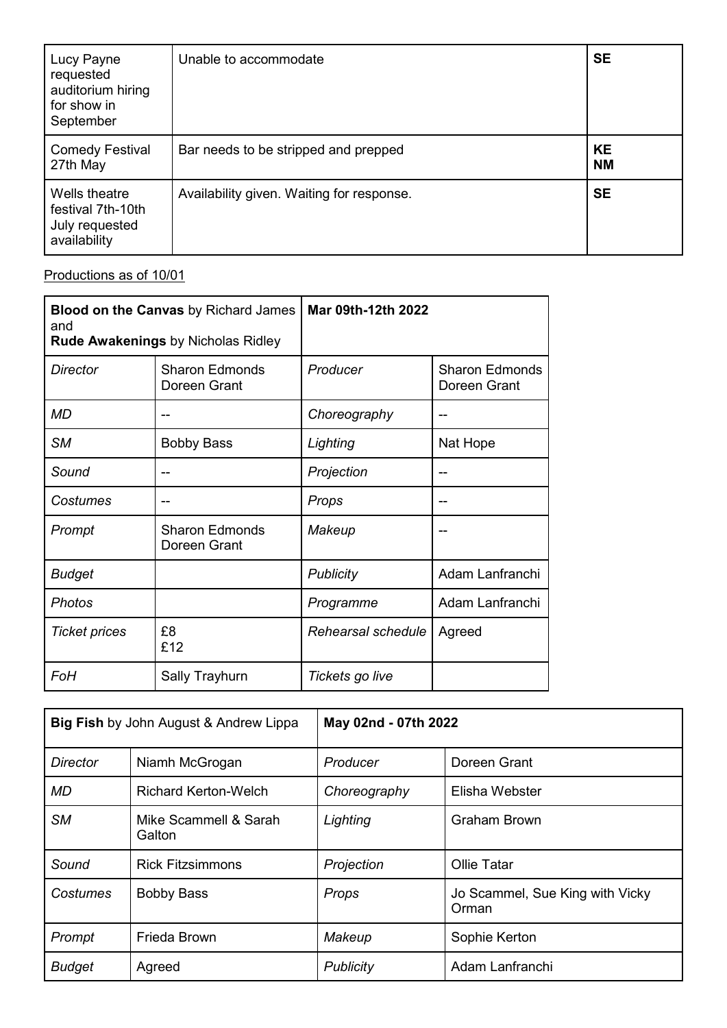| Lucy Payne requested auditorium hiring for show in September | Unable to accommodate | **SE** |
|---|---|---|
| Comedy Festival 27th May | Bar needs to be stripped and prepped | **KE** **NM** |
| Wells theatre festival 7th-10th July requested availability | Availability given. Waiting for response. | **SE** |

Productions as of 10/01

| **Blood on the Canvas** by Richard James and **Rude Awakenings** by Nicholas Ridley | | **Mar 09th-12th 2022** | |
|---|---|---|---|
| *Director* | Sharon Edmonds Doreen Grant | *Producer* | Sharon Edmonds Doreen Grant |
| *MD* | -- | *Choreography* | -- |
| *SM* | Bobby Bass | *Lighting* | Nat Hope |
| *Sound* | -- | *Projection* | -- |
| *Costumes* | -- | *Props* | -- |
| *Prompt* | Sharon Edmonds Doreen Grant | *Makeup* | -- |
| *Budget* | | *Publicity* | Adam Lanfranchi |
| *Photos* | | *Programme* | Adam Lanfranchi |
| *Ticket prices* | £8 £12 | *Rehearsal schedule* | Agreed |
| *FoH* | Sally Trayhurn | *Tickets go live* | |

| **Big Fish** by John August & Andrew Lippa | | **May 02nd - 07th 2022** | |
|---|---|---|---|
| *Director* | Niamh McGrogan | *Producer* | Doreen Grant |
| *MD* | Richard Kerton-Welch | *Choreography* | Elisha Webster |
| *SM* | Mike Scammell & Sarah Galton | *Lighting* | Graham Brown |
| *Sound* | Rick Fitzsimmons | *Projection* | Ollie Tatar |
| *Costumes* | Bobby Bass | *Props* | Jo Scammel, Sue King with Vicky Orman |
| *Prompt* | Frieda Brown | *Makeup* | Sophie Kerton |
| *Budget* | Agreed | *Publicity* | Adam Lanfranchi |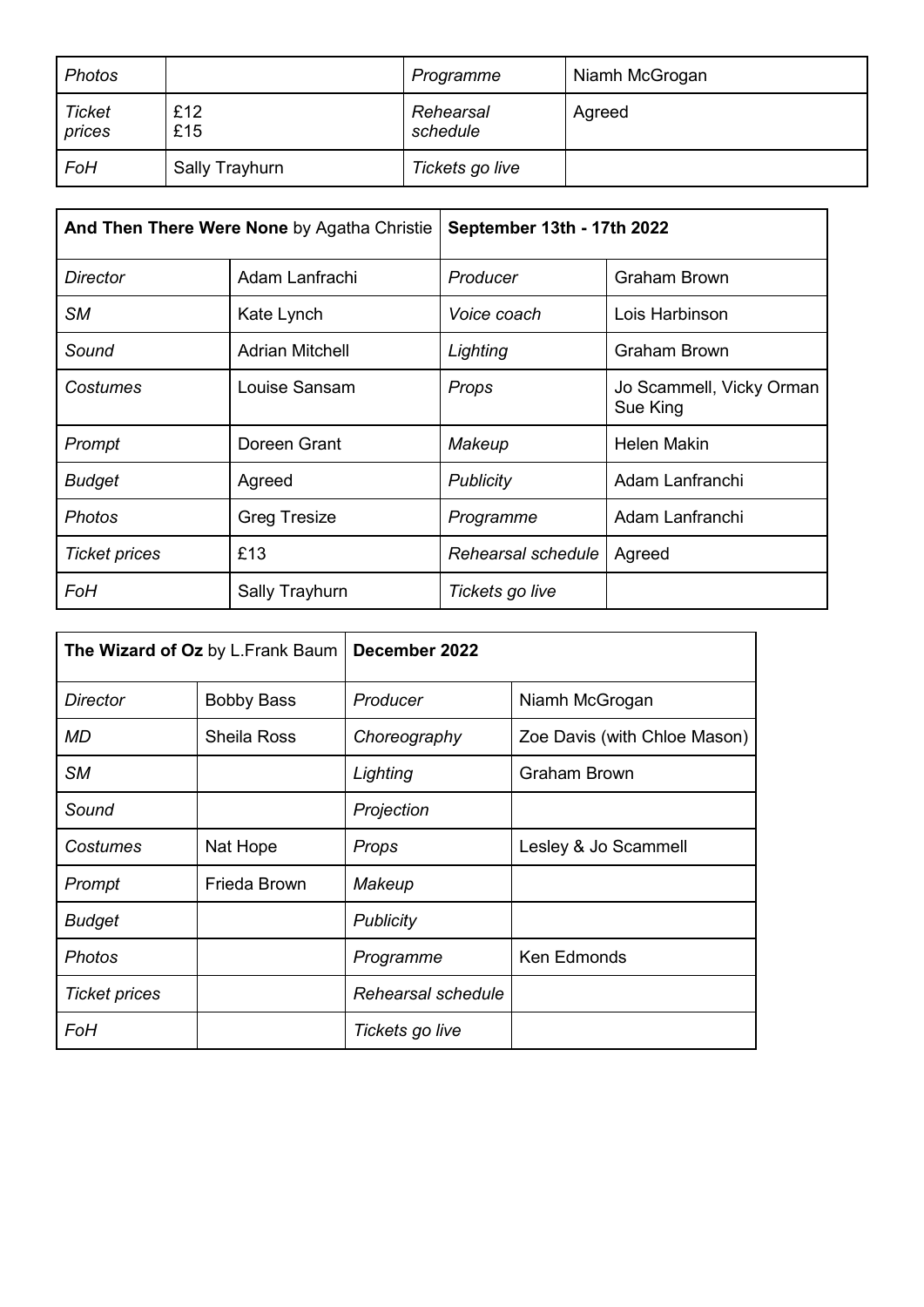| *Photos* | | *Programme* | Niamh McGrogan |
|---|---|---|---|
| *Ticket prices* | £12<br>£15 | *Rehearsal schedule* | Agreed |
| *FoH* | Sally Trayhurn | *Tickets go live* | |

| **And Then There Were None** by Agatha Christie | | **September 13th - 17th 2022** | |
|---|---|---|---|
| *Director* | Adam Lanfrachi | *Producer* | Graham Brown |
| *SM* | Kate Lynch | *Voice coach* | Lois Harbinson |
| *Sound* | Adrian Mitchell | *Lighting* | Graham Brown |
| *Costumes* | Louise Sansam | *Props* | Jo Scammell, Vicky Orman<br>Sue King |
| *Prompt* | Doreen Grant | *Makeup* | Helen Makin |
| *Budget* | Agreed | *Publicity* | Adam Lanfranchi |
| *Photos* | Greg Tresize | *Programme* | Adam Lanfranchi |
| *Ticket prices* | £13 | *Rehearsal schedule* | Agreed |
| *FoH* | Sally Trayhurn | *Tickets go live* | |

| **The Wizard of Oz** by L.Frank Baum | | **December 2022** | |
|---|---|---|---|
| *Director* | Bobby Bass | *Producer* | Niamh McGrogan |
| *MD* | Sheila Ross | *Choreography* | Zoe Davis (with Chloe Mason) |
| *SM* | | *Lighting* | Graham Brown |
| *Sound* | | *Projection* | |
| *Costumes* | Nat Hope | *Props* | Lesley & Jo Scammell |
| *Prompt* | Frieda Brown | *Makeup* | |
| *Budget* | | *Publicity* | |
| *Photos* | | *Programme* | Ken Edmonds |
| *Ticket prices* | | *Rehearsal schedule* | |
| *FoH* | | *Tickets go live* | |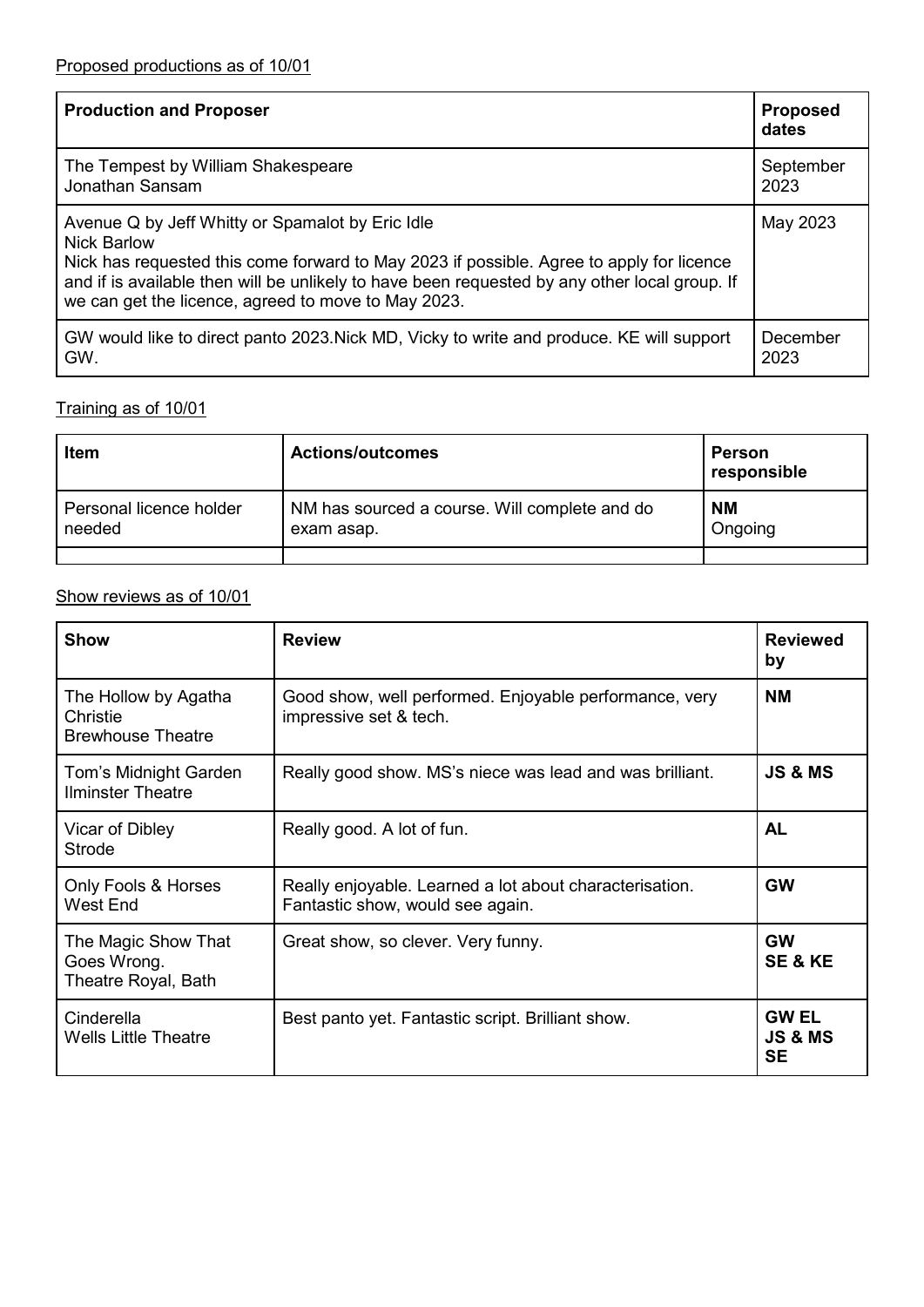Proposed productions as of 10/01

| **Production and Proposer** | **Proposed dates** |
|---|---|
| The Tempest by William Shakespeare<br>Jonathan Sansam | September 2023 |
| Avenue Q by Jeff Whitty or Spamalot by Eric Idle<br>Nick Barlow<br>Nick has requested this come forward to May 2023 if possible. Agree to apply for licence and if is available then will be unlikely to have been requested by any other local group. If we can get the licence, agreed to move to May 2023. | May 2023 |
| GW would like to direct panto 2023.Nick MD, Vicky to write and produce. KE will support GW. | December 2023 |

Training as of 10/01

| **Item** | **Actions/outcomes** | **Person responsible** |
|---|---|---|
| Personal licence holder needed | NM has sourced a course. Will complete and do exam asap. | **NM**<br>Ongoing |
| | | |

Show reviews as of 10/01

| **Show** | **Review** | **Reviewed by** |
|---|---|---|
| The Hollow by Agatha Christie<br>Brewhouse Theatre | Good show, well performed. Enjoyable performance, very impressive set & tech. | **NM** |
| Tom's Midnight Garden<br>Ilminster Theatre | Really good show. MS's niece was lead and was brilliant. | **JS & MS** |
| Vicar of Dibley<br>Strode | Really good. A lot of fun. | **AL** |
| Only Fools & Horses<br>West End | Really enjoyable. Learned a lot about characterisation. Fantastic show, would see again. | **GW** |
| The Magic Show That Goes Wrong.<br>Theatre Royal, Bath | Great show, so clever. Very funny. | **GW**<br>**SE & KE** |
| Cinderella<br>Wells Little Theatre | Best panto yet. Fantastic script. Brilliant show. | **GW EL**<br>**JS & MS**<br>**SE** |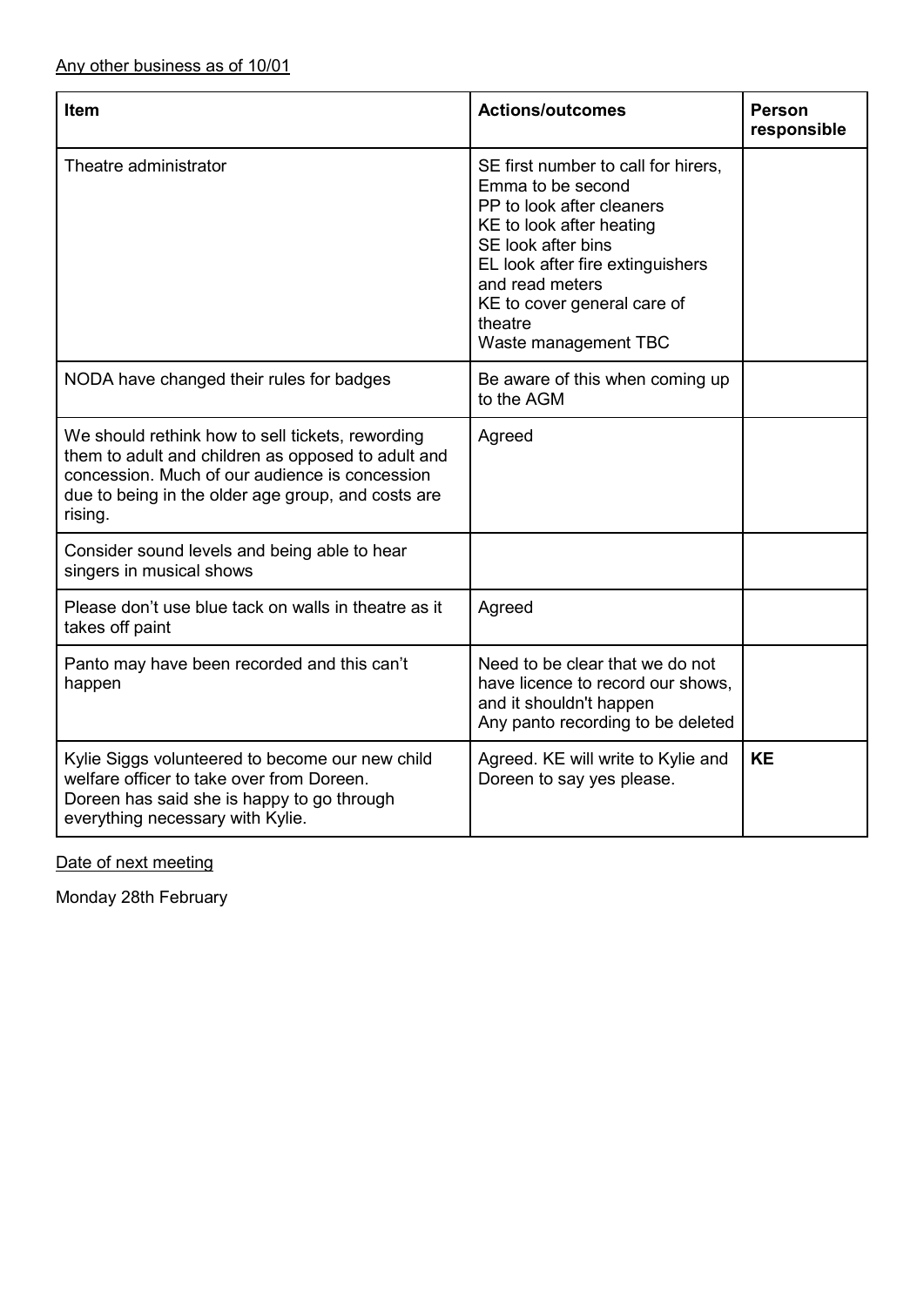Any other business as of 10/01

| Item | Actions/outcomes | Person responsible |
|---|---|---|
| Theatre administrator | SE first number to call for hirers, Emma to be second<br>PP to look after cleaners<br>KE to look after heating<br>SE look after bins<br>EL look after fire extinguishers and read meters<br>KE to cover general care of theatre<br>Waste management TBC | |
| NODA have changed their rules for badges | Be aware of this when coming up to the AGM | |
| We should rethink how to sell tickets, rewording them to adult and children as opposed to adult and concession. Much of our audience is concession due to being in the older age group, and costs are rising. | Agreed | |
| Consider sound levels and being able to hear singers in musical shows | | |
| Please don't use blue tack on walls in theatre as it takes off paint | Agreed | |
| Panto may have been recorded and this can't happen | Need to be clear that we do not have licence to record our shows, and it shouldn't happen<br>Any panto recording to be deleted | |
| Kylie Siggs volunteered to become our new child welfare officer to take over from Doreen.<br>Doreen has said she is happy to go through everything necessary with Kylie. | Agreed. KE will write to Kylie and Doreen to say yes please. | **KE** |

Date of next meeting

Monday 28th February